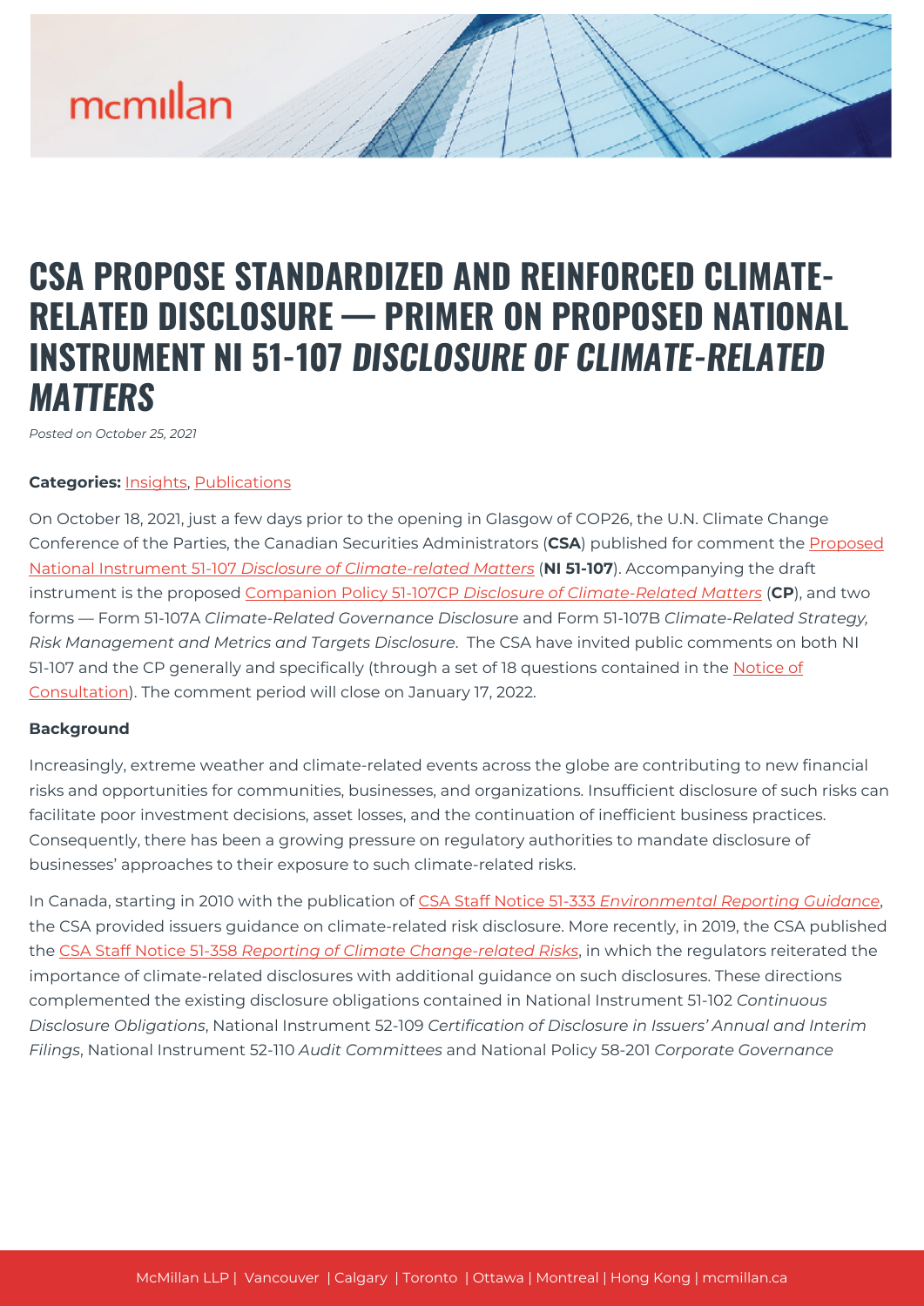# CSA PROPOSE STANDARDIZED AND REINFORCED CLIMATE-RELATED DISCLOSURE — PRIMER ON PROPOSED NATIONAL INSTRUMENT NI 51-107 *DISCLOSURE OF CLIMATE-RELATED MATTERS*

*Posted on October 25, 2021*

**Categories:** Insights, Publications

On October 18, 2021, just a few days prior to the opening in Glasgow of COP26, the U.N. Climate Change Conference of the Parties, the Canadian Securities Administrators (**CSA**) published for comment the Proposed National Instrument 51-107 *Disclosure of Climate-related Matters* (**NI 51-107**). Accompanying the draft instrument is the proposed Companion Policy 51-107CP *Disclosure of Climate-Related Matters* (**CP**), and two forms — Form 51-107A *Climate-Related Governance Disclosure* and Form 51-107B *Climate-Related Strategy, Risk Management and Metrics and Targets Disclosure*. The CSA have invited public comments on both NI 51-107 and the CP generally and specifically (through a set of 18 questions contained in the Notice of Consultation). The comment period will close on January 17, 2022.

**Background**

Increasingly, extreme weather and climate-related events across the globe are contributing to new financial risks and opportunities for communities, businesses, and organizations. Insufficient disclosure of such risks can facilitate poor investment decisions, asset losses, and the continuation of inefficient business practices. Consequently, there has been a growing pressure on regulatory authorities to mandate disclosure of businesses' approaches to their exposure to such climate-related risks.

In Canada, starting in 2010 with the publication of CSA Staff Notice 51-333 *Environmental Reporting Guidance*, the CSA provided issuers guidance on climate-related risk disclosure. More recently, in 2019, the CSA published the CSA Staff Notice 51-358 *Reporting of Climate Change-related Risks*, in which the regulators reiterated the importance of climate-related disclosures with additional guidance on such disclosures. These directions complemented the existing disclosure obligations contained in National Instrument 51-102 *Continuous Disclosure Obligations*, National Instrument 52-109 *Certification of Disclosure in Issuers' Annual and Interim Filings*, National Instrument 52-110 *Audit Committees* and National Policy 58-201 *Corporate Governance*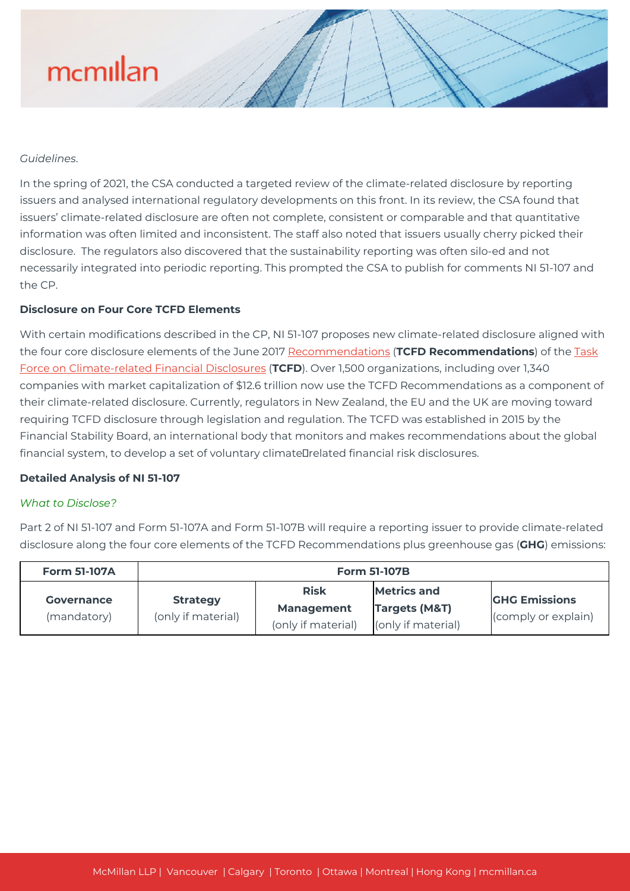*Guidelines*.

In the spring of 2021, the CSA conducted a targeted review of the climate-related disclosure by reporting issuers and analysed international regulatory developments on this front. In its review, the CSA found that issuers' climate-related disclosure are often not complete, consistent or comparable and that quantitative information was often limited and inconsistent. The staff also noted that issuers usually cherry picked their disclosure. The regulators also discovered that the sustainability reporting was often silo-ed and not necessarily integrated into periodic reporting. This prompted the CSA to publish for comments NI 51-107 and the CP.

**Disclosure on Four Core TCFD Elements**

With certain modifications described in the CP, NI 51-107 proposes new climate-related disclosure aligned with the four core disclosure elements of the June 2017 Recommendations (**TCFD Recommendations**) of the Task Force on Climate-related Financial Disclosures (**TCFD**). Over 1,500 organizations, including over 1,340 companies with market capitalization of $12.6 trillion now use the TCFD Recommendations as a component of their climate-related disclosure. Currently, regulators in New Zealand, the EU and the UK are moving toward requiring TCFD disclosure through legislation and regulation. The TCFD was established in 2015 by the Financial Stability Board, an international body that monitors and makes recommendations about the global financial system, to develop a set of voluntary climate‑related financial risk disclosures.

**Detailed Analysis of NI 51-107**

*What to Disclose?*

Part 2 of NI 51-107 and Form 51-107A and Form 51-107B will require a reporting issuer to provide climate-related disclosure along the four core elements of the TCFD Recommendations plus greenhouse gas (**GHG**) emissions:

| Form 51-107A | Form 51-107B | | | |
|---|---|---|---|---|
| **Governance** (mandatory) | **Strategy** (only if material) | **Risk Management** (only if material) | **Metrics and Targets (M&T)** (only if material) | **GHG Emissions** (comply or explain) |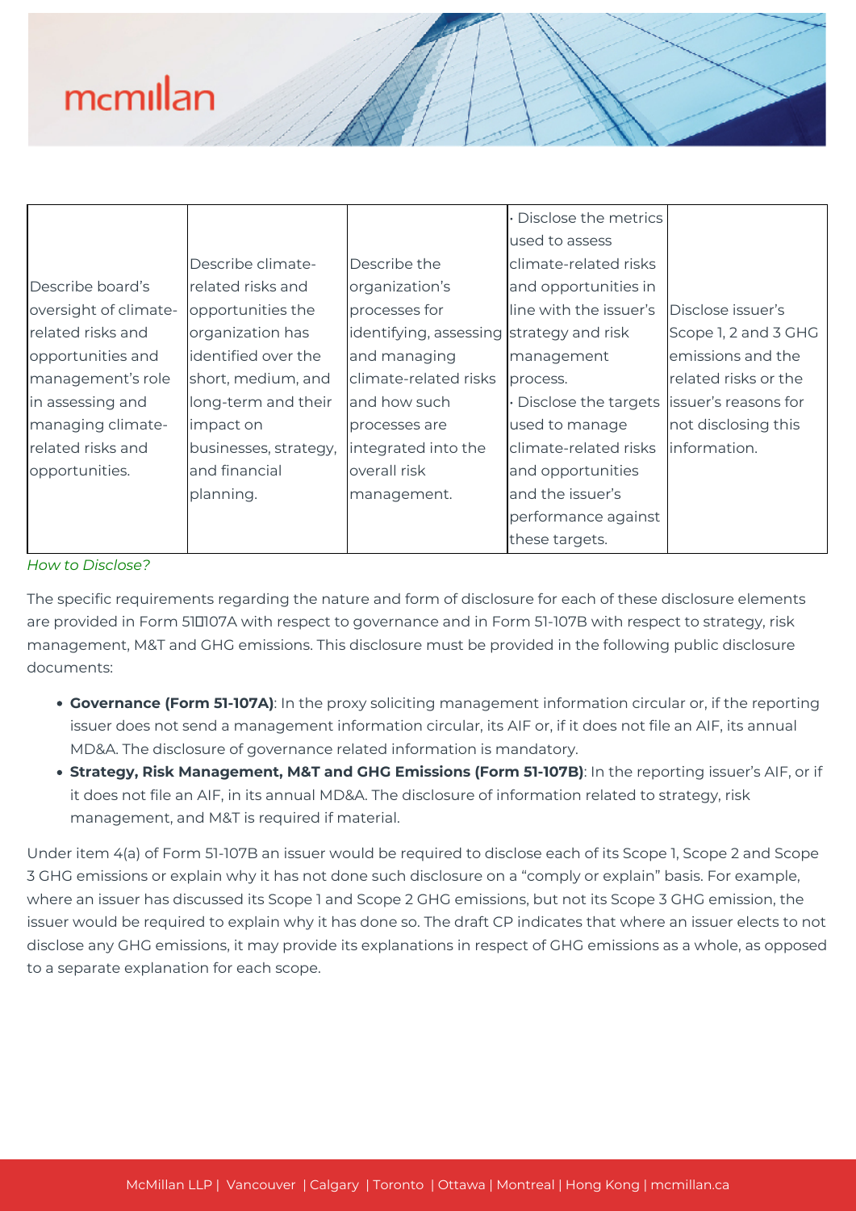| Describe board's oversight of climate-related risks and opportunities and management's role in assessing and managing climate-related risks and opportunities. | Describe climate-related risks and opportunities the organization has identified over the short, medium, and long-term and their impact on businesses, strategy, and financial planning. | Describe the organization's processes for identifying, assessing and managing climate-related risks and how such processes are integrated into the overall risk management. | · Disclose the metrics used to assess climate-related risks and opportunities in line with the issuer's strategy and risk management process. · Disclose the targets used to manage climate-related risks and opportunities and the issuer's performance against these targets. | Disclose issuer's Scope 1, 2 and 3 GHG emissions and the related risks or the issuer's reasons for not disclosing this information. |
|---|---|---|---|---|

*How to Disclose?*

The specific requirements regarding the nature and form of disclosure for each of these disclosure elements are provided in Form 51107A with respect to governance and in Form 51-107B with respect to strategy, risk management, M&T and GHG emissions. This disclosure must be provided in the following public disclosure documents:

- **Governance (Form 51-107A)**: In the proxy soliciting management information circular or, if the reporting issuer does not send a management information circular, its AIF or, if it does not file an AIF, its annual MD&A. The disclosure of governance related information is mandatory.
- **Strategy, Risk Management, M&T and GHG Emissions (Form 51-107B)**: In the reporting issuer's AIF, or if it does not file an AIF, in its annual MD&A. The disclosure of information related to strategy, risk management, and M&T is required if material.

Under item 4(a) of Form 51-107B an issuer would be required to disclose each of its Scope 1, Scope 2 and Scope 3 GHG emissions or explain why it has not done such disclosure on a "comply or explain" basis. For example, where an issuer has discussed its Scope 1 and Scope 2 GHG emissions, but not its Scope 3 GHG emission, the issuer would be required to explain why it has done so. The draft CP indicates that where an issuer elects to not disclose any GHG emissions, it may provide its explanations in respect of GHG emissions as a whole, as opposed to a separate explanation for each scope.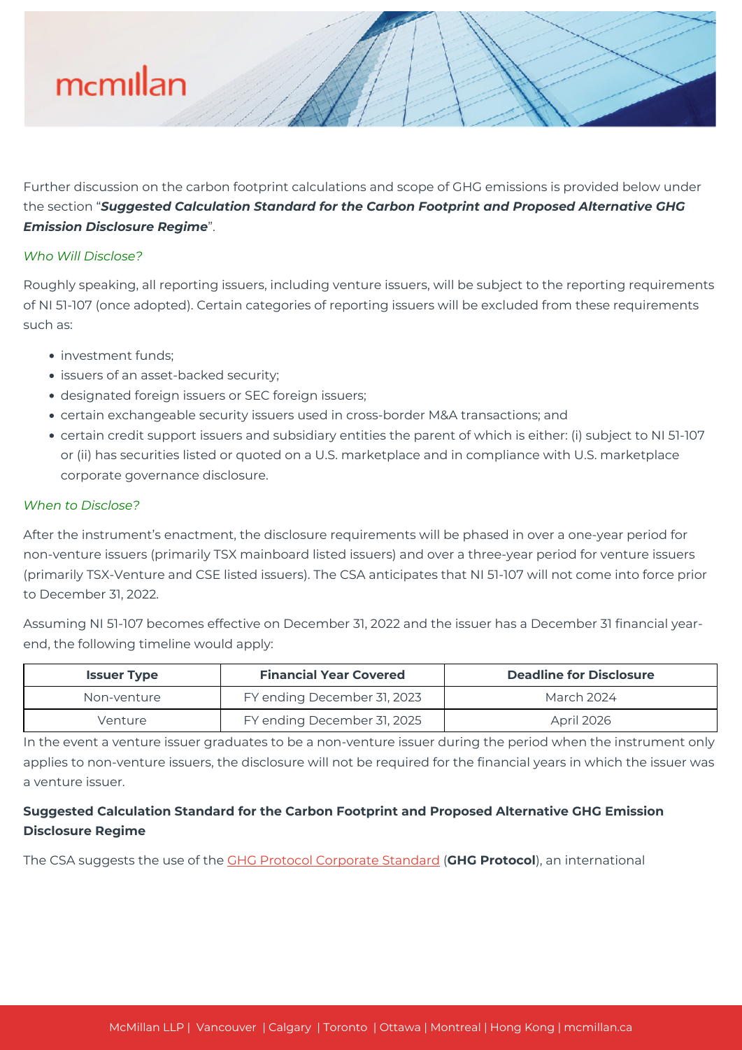Further discussion on the carbon footprint calculations and scope of GHG emissions is provided below under the section "***Suggested Calculation Standard for the Carbon Footprint and Proposed Alternative GHG Emission Disclosure Regime***".

*Who Will Disclose?*

Roughly speaking, all reporting issuers, including venture issuers, will be subject to the reporting requirements of NI 51-107 (once adopted). Certain categories of reporting issuers will be excluded from these requirements such as:

- investment funds;
- issuers of an asset-backed security;
- designated foreign issuers or SEC foreign issuers;
- certain exchangeable security issuers used in cross-border M&A transactions; and
- certain credit support issuers and subsidiary entities the parent of which is either: (i) subject to NI 51-107 or (ii) has securities listed or quoted on a U.S. marketplace and in compliance with U.S. marketplace corporate governance disclosure.

*When to Disclose?*

After the instrument's enactment, the disclosure requirements will be phased in over a one-year period for non-venture issuers (primarily TSX mainboard listed issuers) and over a three-year period for venture issuers (primarily TSX-Venture and CSE listed issuers). The CSA anticipates that NI 51-107 will not come into force prior to December 31, 2022.

Assuming NI 51-107 becomes effective on December 31, 2022 and the issuer has a December 31 financial year-end, the following timeline would apply:

| Issuer Type | Financial Year Covered | Deadline for Disclosure |
|---|---|---|
| Non-venture | FY ending December 31, 2023 | March 2024 |
| Venture | FY ending December 31, 2025 | April 2026 |

In the event a venture issuer graduates to be a non-venture issuer during the period when the instrument only applies to non-venture issuers, the disclosure will not be required for the financial years in which the issuer was a venture issuer.

**Suggested Calculation Standard for the Carbon Footprint and Proposed Alternative GHG Emission Disclosure Regime**

The CSA suggests the use of the GHG Protocol Corporate Standard (**GHG Protocol**), an international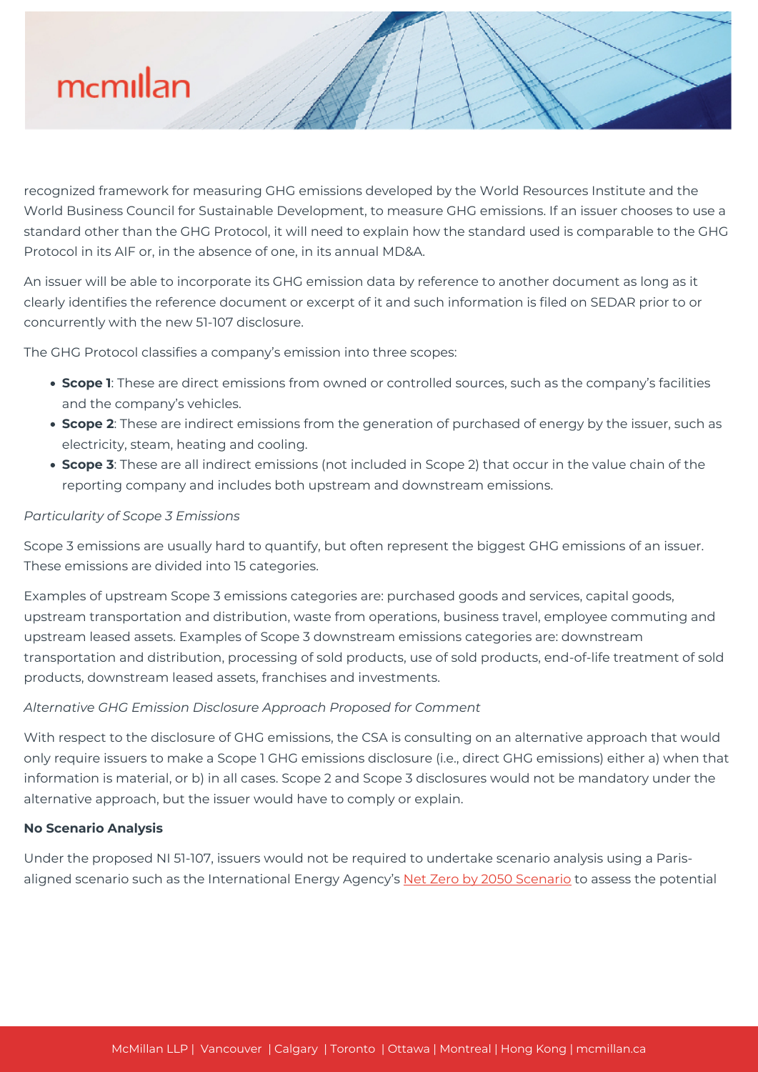recognized framework for measuring GHG emissions developed by the World Resources Institute and the World Business Council for Sustainable Development, to measure GHG emissions. If an issuer chooses to use a standard other than the GHG Protocol, it will need to explain how the standard used is comparable to the GHG Protocol in its AIF or, in the absence of one, in its annual MD&A.

An issuer will be able to incorporate its GHG emission data by reference to another document as long as it clearly identifies the reference document or excerpt of it and such information is filed on SEDAR prior to or concurrently with the new 51-107 disclosure.

The GHG Protocol classifies a company's emission into three scopes:

- **Scope 1**: These are direct emissions from owned or controlled sources, such as the company's facilities and the company's vehicles.
- **Scope 2**: These are indirect emissions from the generation of purchased of energy by the issuer, such as electricity, steam, heating and cooling.
- **Scope 3**: These are all indirect emissions (not included in Scope 2) that occur in the value chain of the reporting company and includes both upstream and downstream emissions.

*Particularity of Scope 3 Emissions*

Scope 3 emissions are usually hard to quantify, but often represent the biggest GHG emissions of an issuer. These emissions are divided into 15 categories.

Examples of upstream Scope 3 emissions categories are: purchased goods and services, capital goods, upstream transportation and distribution, waste from operations, business travel, employee commuting and upstream leased assets. Examples of Scope 3 downstream emissions categories are: downstream transportation and distribution, processing of sold products, use of sold products, end-of-life treatment of sold products, downstream leased assets, franchises and investments.

*Alternative GHG Emission Disclosure Approach Proposed for Comment*

With respect to the disclosure of GHG emissions, the CSA is consulting on an alternative approach that would only require issuers to make a Scope 1 GHG emissions disclosure (i.e., direct GHG emissions) either a) when that information is material, or b) in all cases. Scope 2 and Scope 3 disclosures would not be mandatory under the alternative approach, but the issuer would have to comply or explain.

**No Scenario Analysis**

Under the proposed NI 51-107, issuers would not be required to undertake scenario analysis using a Paris-aligned scenario such as the International Energy Agency's Net Zero by 2050 Scenario to assess the potential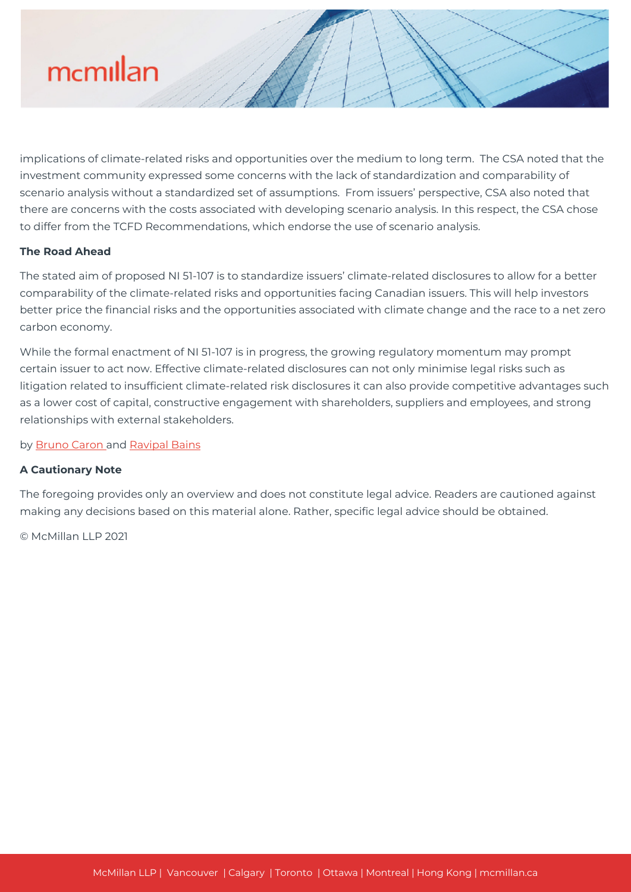implications of climate-related risks and opportunities over the medium to long term.  The CSA noted that the investment community expressed some concerns with the lack of standardization and comparability of scenario analysis without a standardized set of assumptions.  From issuers' perspective, CSA also noted that there are concerns with the costs associated with developing scenario analysis. In this respect, the CSA chose to differ from the TCFD Recommendations, which endorse the use of scenario analysis.

**The Road Ahead**

The stated aim of proposed NI 51-107 is to standardize issuers' climate-related disclosures to allow for a better comparability of the climate-related risks and opportunities facing Canadian issuers. This will help investors better price the financial risks and the opportunities associated with climate change and the race to a net zero carbon economy.

While the formal enactment of NI 51-107 is in progress, the growing regulatory momentum may prompt certain issuer to act now. Effective climate-related disclosures can not only minimise legal risks such as litigation related to insufficient climate-related risk disclosures it can also provide competitive advantages such as a lower cost of capital, constructive engagement with shareholders, suppliers and employees, and strong relationships with external stakeholders.

by Bruno Caron and Ravipal Bains

**A Cautionary Note**

The foregoing provides only an overview and does not constitute legal advice. Readers are cautioned against making any decisions based on this material alone. Rather, specific legal advice should be obtained.

© McMillan LLP 2021